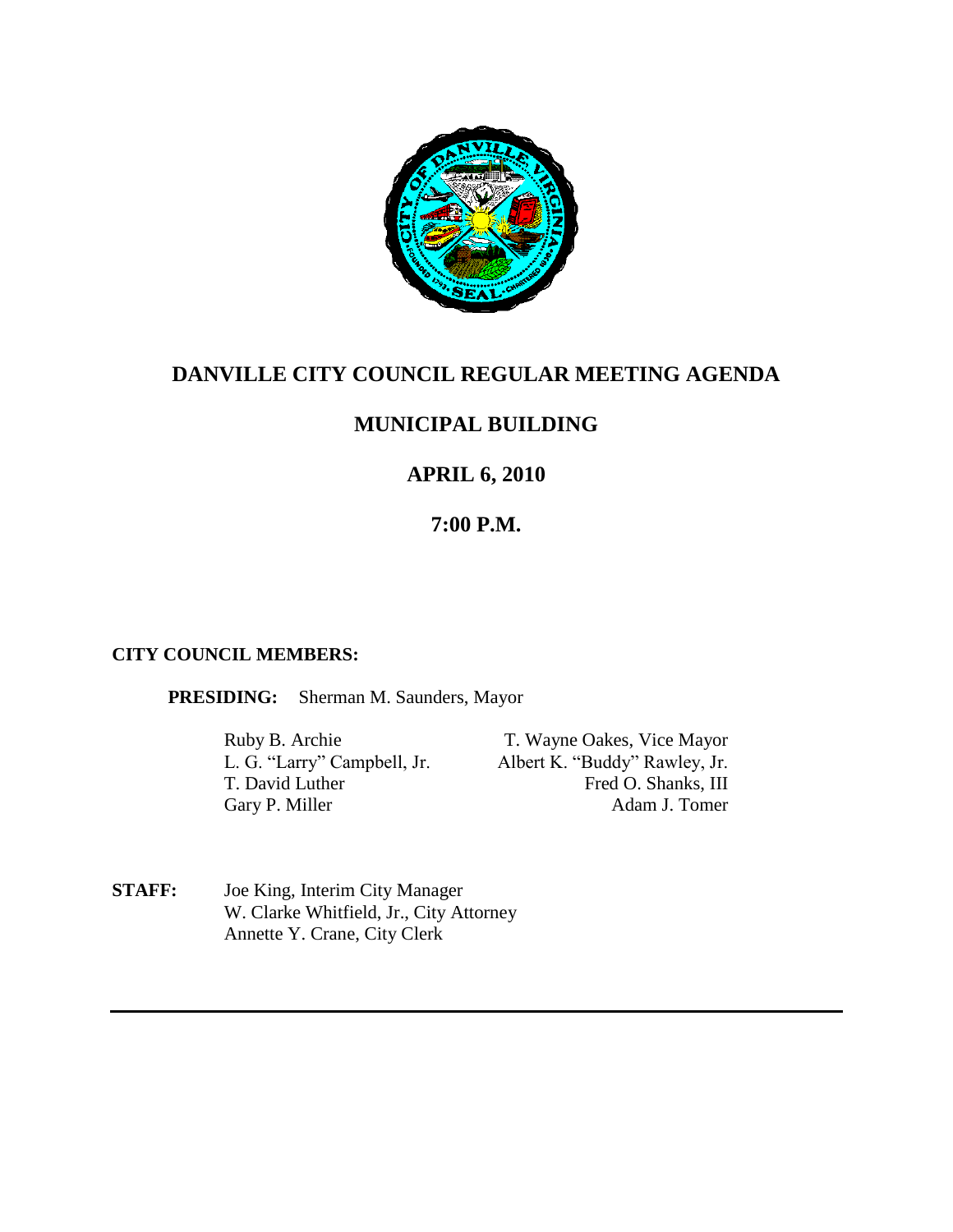# DANVILLE CITY COUNCIL REGULAR MEETING AGENDA

## MUNICIPAL BUILDING

## APRIL 6, 2010

## 7:00 P.M.

**CITY COUNCIL MEMBERS:**

**PRESIDING:** Sherman M. Saunders, Mayor

| | |
|---|---|
| Ruby B. Archie | T. Wayne Oakes, Vice Mayor |
| L. G. "Larry" Campbell, Jr. | Albert K. "Buddy" Rawley, Jr. |
| T. David Luther | Fred O. Shanks, III |
| Gary P. Miller | Adam J. Tomer |

**STAFF:** Joe King, Interim City Manager
W. Clarke Whitfield, Jr., City Attorney
Annette Y. Crane, City Clerk

---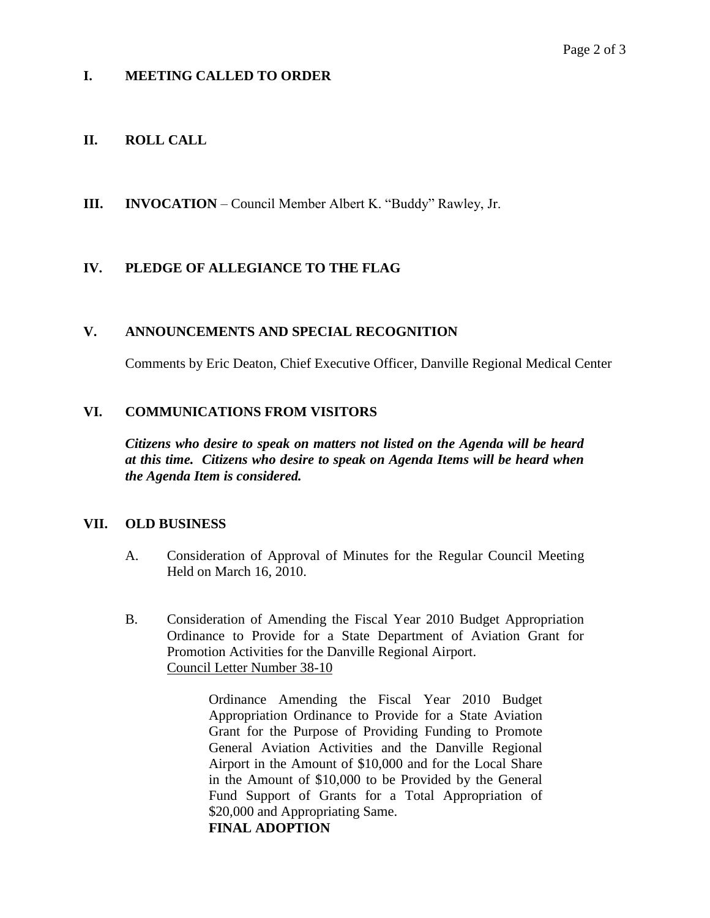## I. MEETING CALLED TO ORDER

## II. ROLL CALL

## III. INVOCATION – Council Member Albert K. "Buddy" Rawley, Jr.

## IV. PLEDGE OF ALLEGIANCE TO THE FLAG

## V. ANNOUNCEMENTS AND SPECIAL RECOGNITION

Comments by Eric Deaton, Chief Executive Officer, Danville Regional Medical Center

## VI. COMMUNICATIONS FROM VISITORS

***Citizens who desire to speak on matters not listed on the Agenda will be heard at this time. Citizens who desire to speak on Agenda Items will be heard when the Agenda Item is considered.***

## VII. OLD BUSINESS

A. Consideration of Approval of Minutes for the Regular Council Meeting Held on March 16, 2010.

B. Consideration of Amending the Fiscal Year 2010 Budget Appropriation Ordinance to Provide for a State Department of Aviation Grant for Promotion Activities for the Danville Regional Airport.
Council Letter Number 38-10

> Ordinance Amending the Fiscal Year 2010 Budget Appropriation Ordinance to Provide for a State Aviation Grant for the Purpose of Providing Funding to Promote General Aviation Activities and the Danville Regional Airport in the Amount of $10,000 and for the Local Share in the Amount of $10,000 to be Provided by the General Fund Support of Grants for a Total Appropriation of $20,000 and Appropriating Same.
> **FINAL ADOPTION**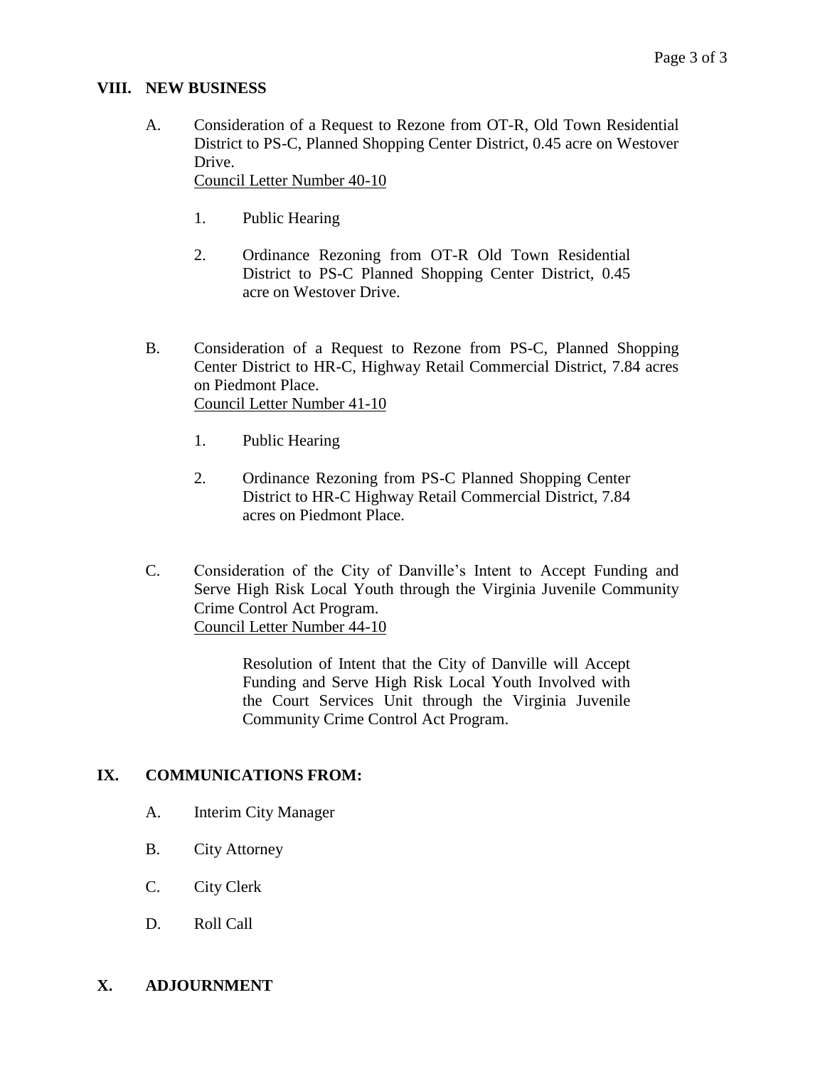## VIII. NEW BUSINESS

A. Consideration of a Request to Rezone from OT-R, Old Town Residential District to PS-C, Planned Shopping Center District, 0.45 acre on Westover Drive.
   Council Letter Number 40-10

   1. Public Hearing

   2. Ordinance Rezoning from OT-R Old Town Residential District to PS-C Planned Shopping Center District, 0.45 acre on Westover Drive.

B. Consideration of a Request to Rezone from PS-C, Planned Shopping Center District to HR-C, Highway Retail Commercial District, 7.84 acres on Piedmont Place.
   Council Letter Number 41-10

   1. Public Hearing

   2. Ordinance Rezoning from PS-C Planned Shopping Center District to HR-C Highway Retail Commercial District, 7.84 acres on Piedmont Place.

C. Consideration of the City of Danville's Intent to Accept Funding and Serve High Risk Local Youth through the Virginia Juvenile Community Crime Control Act Program.
   Council Letter Number 44-10

   Resolution of Intent that the City of Danville will Accept Funding and Serve High Risk Local Youth Involved with the Court Services Unit through the Virginia Juvenile Community Crime Control Act Program.

## IX. COMMUNICATIONS FROM:

A. Interim City Manager

B. City Attorney

C. City Clerk

D. Roll Call

## X. ADJOURNMENT